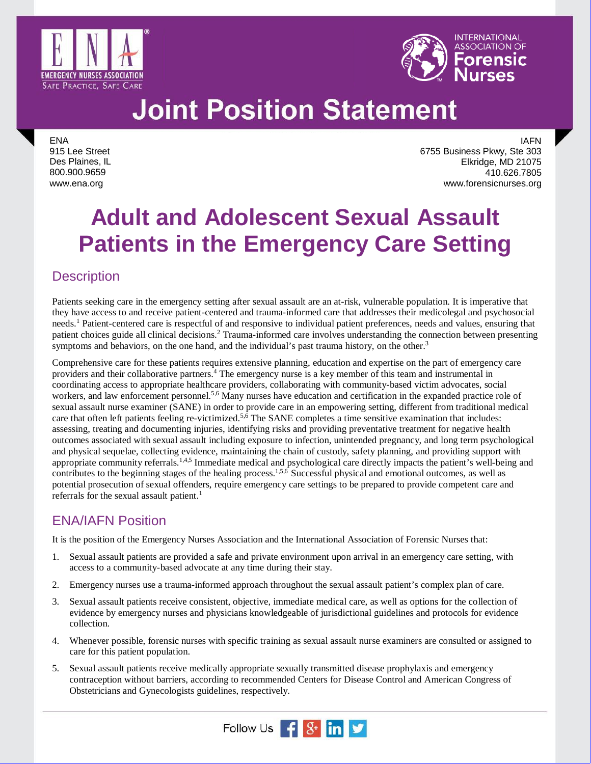# Joint Position Statement

ENA
915 Lee Street
Des Plaines, IL
800.900.9659
www.ena.org

IAFN
6755 Business Pkwy, Ste 303
Elkridge, MD 21075
410.626.7805
www.forensicnurses.org

# Adult and Adolescent Sexual Assault Patients in the Emergency Care Setting

## Description

Patients seeking care in the emergency setting after sexual assault are an at-risk, vulnerable population. It is imperative that they have access to and receive patient-centered and trauma-informed care that addresses their medicolegal and psychosocial needs.[1] Patient-centered care is respectful of and responsive to individual patient preferences, needs and values, ensuring that patient choices guide all clinical decisions.[2] Trauma-informed care involves understanding the connection between presenting symptoms and behaviors, on the one hand, and the individual's past trauma history, on the other.[3]

Comprehensive care for these patients requires extensive planning, education and expertise on the part of emergency care providers and their collaborative partners.[4] The emergency nurse is a key member of this team and instrumental in coordinating access to appropriate healthcare providers, collaborating with community-based victim advocates, social workers, and law enforcement personnel.[5,6] Many nurses have education and certification in the expanded practice role of sexual assault nurse examiner (SANE) in order to provide care in an empowering setting, different from traditional medical care that often left patients feeling re-victimized.[5,6] The SANE completes a time sensitive examination that includes: assessing, treating and documenting injuries, identifying risks and providing preventative treatment for negative health outcomes associated with sexual assault including exposure to infection, unintended pregnancy, and long term psychological and physical sequelae, collecting evidence, maintaining the chain of custody, safety planning, and providing support with appropriate community referrals.[1,4,5] Immediate medical and psychological care directly impacts the patient's well-being and contributes to the beginning stages of the healing process.[1,5,6] Successful physical and emotional outcomes, as well as potential prosecution of sexual offenders, require emergency care settings to be prepared to provide competent care and referrals for the sexual assault patient.[1]

## ENA/IAFN Position

It is the position of the Emergency Nurses Association and the International Association of Forensic Nurses that:

1. Sexual assault patients are provided a safe and private environment upon arrival in an emergency care setting, with access to a community-based advocate at any time during their stay.
2. Emergency nurses use a trauma-informed approach throughout the sexual assault patient's complex plan of care.
3. Sexual assault patients receive consistent, objective, immediate medical care, as well as options for the collection of evidence by emergency nurses and physicians knowledgeable of jurisdictional guidelines and protocols for evidence collection.
4. Whenever possible, forensic nurses with specific training as sexual assault nurse examiners are consulted or assigned to care for this patient population.
5. Sexual assault patients receive medically appropriate sexually transmitted disease prophylaxis and emergency contraception without barriers, according to recommended Centers for Disease Control and American Congress of Obstetricians and Gynecologists guidelines, respectively.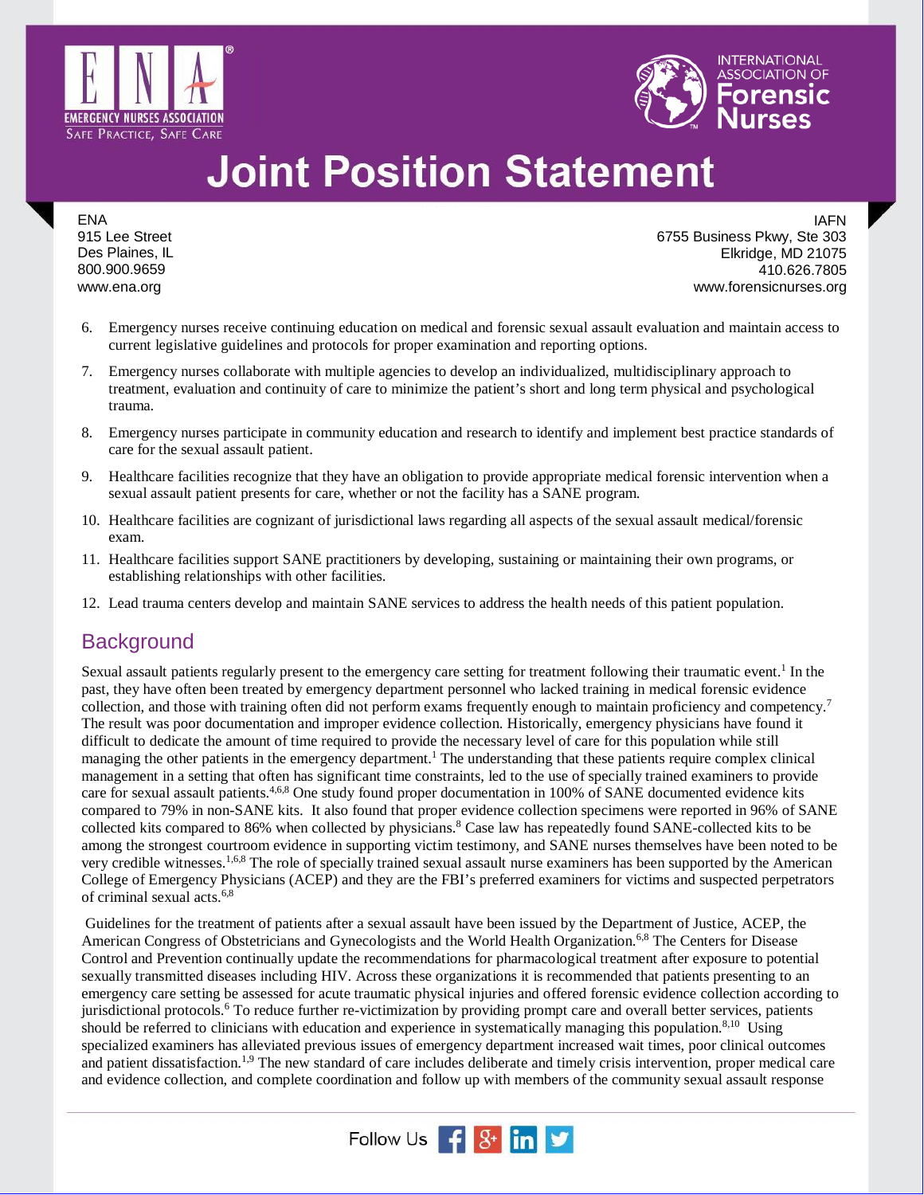6. Emergency nurses receive continuing education on medical and forensic sexual assault evaluation and maintain access to current legislative guidelines and protocols for proper examination and reporting options.
7. Emergency nurses collaborate with multiple agencies to develop an individualized, multidisciplinary approach to treatment, evaluation and continuity of care to minimize the patient's short and long term physical and psychological trauma.
8. Emergency nurses participate in community education and research to identify and implement best practice standards of care for the sexual assault patient.
9. Healthcare facilities recognize that they have an obligation to provide appropriate medical forensic intervention when a sexual assault patient presents for care, whether or not the facility has a SANE program.
10. Healthcare facilities are cognizant of jurisdictional laws regarding all aspects of the sexual assault medical/forensic exam.
11. Healthcare facilities support SANE practitioners by developing, sustaining or maintaining their own programs, or establishing relationships with other facilities.
12. Lead trauma centers develop and maintain SANE services to address the health needs of this patient population.

## Background

Sexual assault patients regularly present to the emergency care setting for treatment following their traumatic event.[1] In the past, they have often been treated by emergency department personnel who lacked training in medical forensic evidence collection, and those with training often did not perform exams frequently enough to maintain proficiency and competency.[7] The result was poor documentation and improper evidence collection. Historically, emergency physicians have found it difficult to dedicate the amount of time required to provide the necessary level of care for this population while still managing the other patients in the emergency department.[1] The understanding that these patients require complex clinical management in a setting that often has significant time constraints, led to the use of specially trained examiners to provide care for sexual assault patients.[4,6,8] One study found proper documentation in 100% of SANE documented evidence kits compared to 79% in non-SANE kits. It also found that proper evidence collection specimens were reported in 96% of SANE collected kits compared to 86% when collected by physicians.[8] Case law has repeatedly found SANE-collected kits to be among the strongest courtroom evidence in supporting victim testimony, and SANE nurses themselves have been noted to be very credible witnesses.[1,6,8] The role of specially trained sexual assault nurse examiners has been supported by the American College of Emergency Physicians (ACEP) and they are the FBI's preferred examiners for victims and suspected perpetrators of criminal sexual acts.[6,8]

Guidelines for the treatment of patients after a sexual assault have been issued by the Department of Justice, ACEP, the American Congress of Obstetricians and Gynecologists and the World Health Organization.[6,8] The Centers for Disease Control and Prevention continually update the recommendations for pharmacological treatment after exposure to potential sexually transmitted diseases including HIV. Across these organizations it is recommended that patients presenting to an emergency care setting be assessed for acute traumatic physical injuries and offered forensic evidence collection according to jurisdictional protocols.[6] To reduce further re-victimization by providing prompt care and overall better services, patients should be referred to clinicians with education and experience in systematically managing this population.[8,10] Using specialized examiners has alleviated previous issues of emergency department increased wait times, poor clinical outcomes and patient dissatisfaction.[1,9] The new standard of care includes deliberate and timely crisis intervention, proper medical care and evidence collection, and complete coordination and follow up with members of the community sexual assault response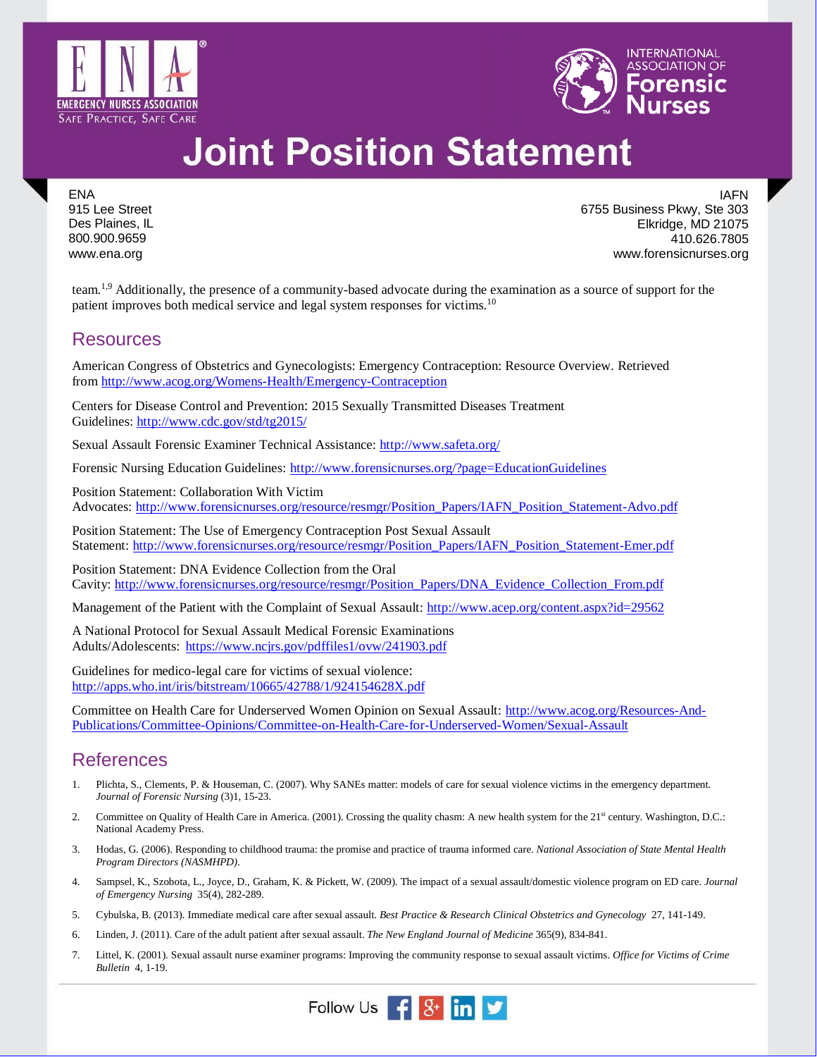team.[1,9] Additionally, the presence of a community-based advocate during the examination as a source of support for the patient improves both medical service and legal system responses for victims.[10]

## Resources

American Congress of Obstetrics and Gynecologists: Emergency Contraception: Resource Overview. Retrieved from http://www.acog.org/Womens-Health/Emergency-Contraception

Centers for Disease Control and Prevention: 2015 Sexually Transmitted Diseases Treatment Guidelines: http://www.cdc.gov/std/tg2015/

Sexual Assault Forensic Examiner Technical Assistance: http://www.safeta.org/

Forensic Nursing Education Guidelines: http://www.forensicnurses.org/?page=EducationGuidelines

Position Statement: Collaboration With Victim Advocates: http://www.forensicnurses.org/resource/resmgr/Position_Papers/IAFN_Position_Statement-Advo.pdf

Position Statement: The Use of Emergency Contraception Post Sexual Assault Statement: http://www.forensicnurses.org/resource/resmgr/Position_Papers/IAFN_Position_Statement-Emer.pdf

Position Statement: DNA Evidence Collection from the Oral Cavity: http://www.forensicnurses.org/resource/resmgr/Position_Papers/DNA_Evidence_Collection_From.pdf

Management of the Patient with the Complaint of Sexual Assault: http://www.acep.org/content.aspx?id=29562

A National Protocol for Sexual Assault Medical Forensic Examinations Adults/Adolescents: https://www.ncjrs.gov/pdffiles1/ovw/241903.pdf

Guidelines for medico-legal care for victims of sexual violence: http://apps.who.int/iris/bitstream/10665/42788/1/924154628X.pdf

Committee on Health Care for Underserved Women Opinion on Sexual Assault: http://www.acog.org/Resources-And-Publications/Committee-Opinions/Committee-on-Health-Care-for-Underserved-Women/Sexual-Assault

## References

1. Plichta, S., Clements, P. & Houseman, C. (2007). Why SANEs matter: models of care for sexual violence victims in the emergency department. *Journal of Forensic Nursing* (3)1, 15-23.
2. Committee on Quality of Health Care in America. (2001). Crossing the quality chasm: A new health system for the 21st century. Washington, D.C.: National Academy Press.
3. Hodas, G. (2006). Responding to childhood trauma: the promise and practice of trauma informed care. *National Association of State Mental Health Program Directors (NASMHPD)*.
4. Sampsel, K., Szobota, L., Joyce, D., Graham, K. & Pickett, W. (2009). The impact of a sexual assault/domestic violence program on ED care. *Journal of Emergency Nursing* 35(4), 282-289.
5. Cybulska, B. (2013). Immediate medical care after sexual assault. *Best Practice & Research Clinical Obstetrics and Gynecology* 27, 141-149.
6. Linden, J. (2011). Care of the adult patient after sexual assault. *The New England Journal of Medicine* 365(9), 834-841.
7. Littel, K. (2001). Sexual assault nurse examiner programs: Improving the community response to sexual assault victims. *Office for Victims of Crime Bulletin* 4, 1-19.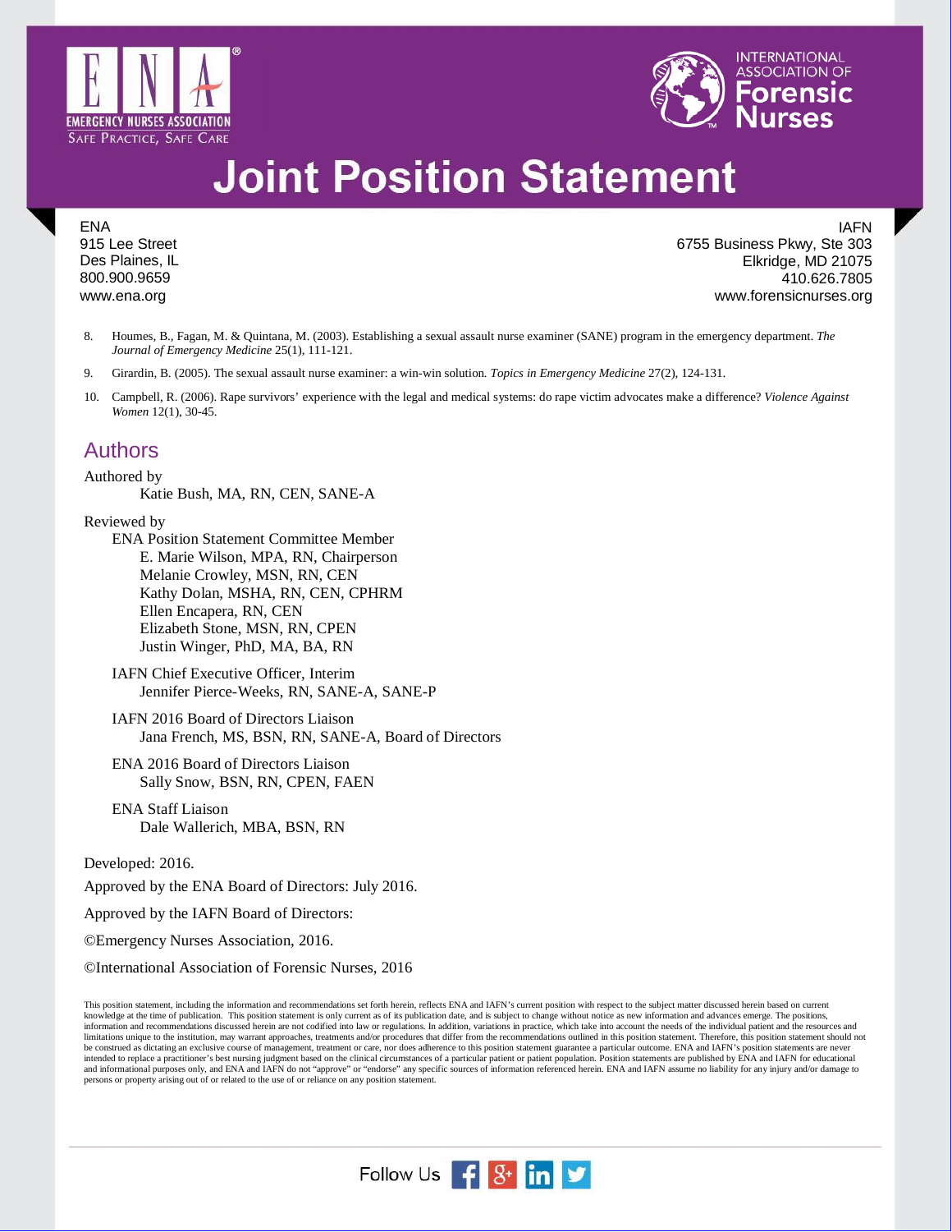# Joint Position Statement

ENA
915 Lee Street
Des Plaines, IL
800.900.9659
www.ena.org

IAFN
6755 Business Pkwy, Ste 303
Elkridge, MD 21075
410.626.7805
www.forensicnurses.org

8. Houmes, B., Fagan, M. & Quintana, M. (2003). Establishing a sexual assault nurse examiner (SANE) program in the emergency department. *The Journal of Emergency Medicine* 25(1), 111-121.
9. Girardin, B. (2005). The sexual assault nurse examiner: a win-win solution. *Topics in Emergency Medicine* 27(2), 124-131.
10. Campbell, R. (2006). Rape survivors' experience with the legal and medical systems: do rape victim advocates make a difference? *Violence Against Women* 12(1), 30-45.

## Authors

Authored by
Katie Bush, MA, RN, CEN, SANE-A

Reviewed by

ENA Position Statement Committee Member
E. Marie Wilson, MPA, RN, Chairperson
Melanie Crowley, MSN, RN, CEN
Kathy Dolan, MSHA, RN, CEN, CPHRM
Ellen Encapera, RN, CEN
Elizabeth Stone, MSN, RN, CPEN
Justin Winger, PhD, MA, BA, RN

IAFN Chief Executive Officer, Interim
Jennifer Pierce-Weeks, RN, SANE-A, SANE-P

IAFN 2016 Board of Directors Liaison
Jana French, MS, BSN, RN, SANE-A, Board of Directors

ENA 2016 Board of Directors Liaison
Sally Snow, BSN, RN, CPEN, FAEN

ENA Staff Liaison
Dale Wallerich, MBA, BSN, RN

Developed: 2016.

Approved by the ENA Board of Directors: July 2016.

Approved by the IAFN Board of Directors:

©Emergency Nurses Association, 2016.

©International Association of Forensic Nurses, 2016

This position statement, including the information and recommendations set forth herein, reflects ENA and IAFN's current position with respect to the subject matter discussed herein based on current knowledge at the time of publication. This position statement is only current as of its publication date, and is subject to change without notice as new information and advances emerge. The positions, information and recommendations discussed herein are not codified into law or regulations. In addition, variations in practice, which take into account the needs of the individual patient and the resources and limitations unique to the institution, may warrant approaches, treatments and/or procedures that differ from the recommendations outlined in this position statement. Therefore, this position statement should not be construed as dictating an exclusive course of management, treatment or care, nor does adherence to this position statement guarantee a particular outcome. ENA and IAFN's position statements are never intended to replace a practitioner's best nursing judgment based on the clinical circumstances of a particular patient or patient population. Position statements are published by ENA and IAFN for educational and informational purposes only, and ENA and IAFN do not "approve" or "endorse" any specific sources of information referenced herein. ENA and IAFN assume no liability for any injury and/or damage to persons or property arising out of or related to the use of or reliance on any position statement.

Follow Us